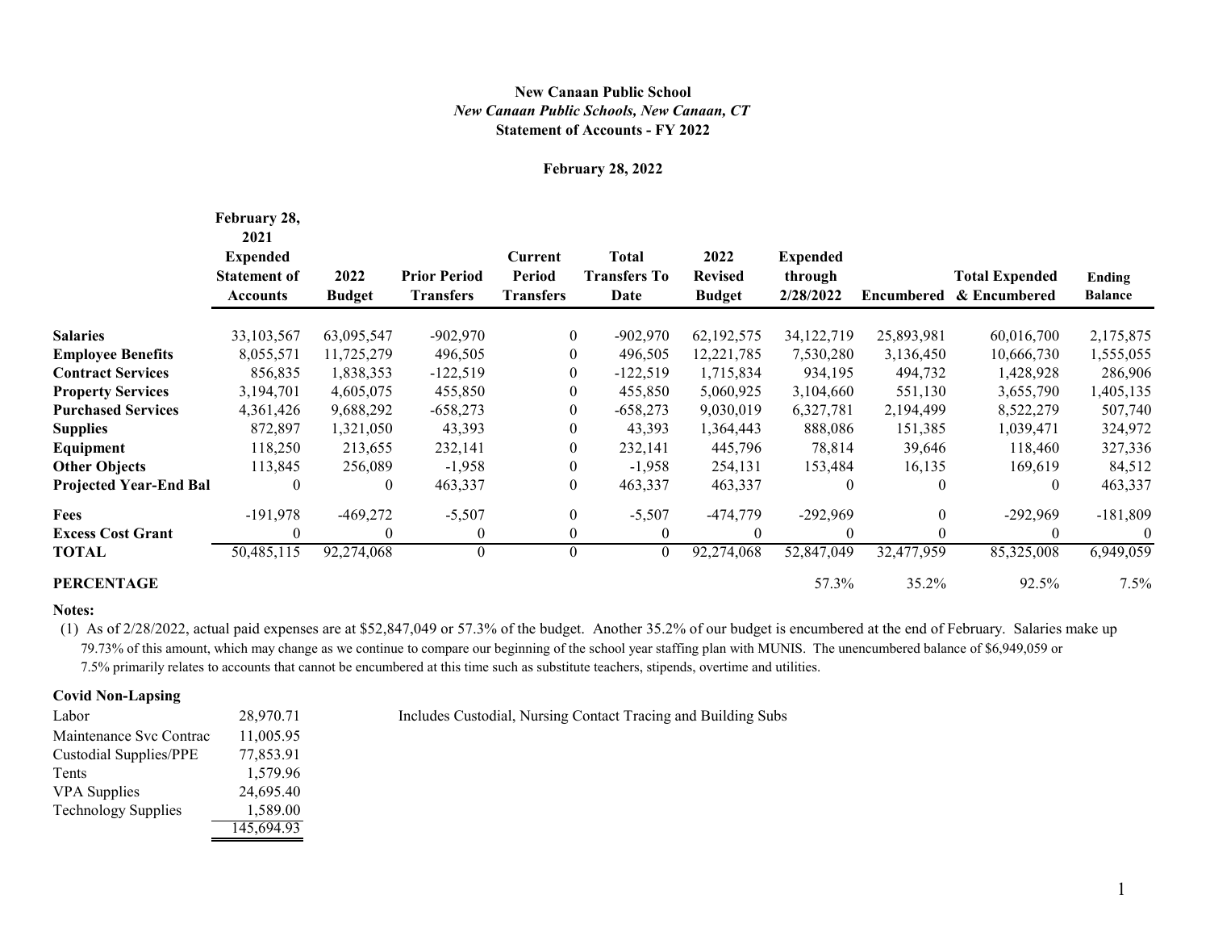**New Canaan Public School**

*New Canaan Public Schools, New Canaan, CT*

**Statement of Accounts - FY 2022**

**February 28, 2022**

| | February 28, 2021 Expended Statement of Accounts | 2022 Budget | Prior Period Transfers | Current Period Transfers | Total Transfers To Date | 2022 Revised Budget | Expended through 2/28/2022 | Encumbered | Total Expended & Encumbered | Ending Balance |
|---|---|---|---|---|---|---|---|---|---|---|
| **Salaries** | 33,103,567 | 63,095,547 | -902,970 | 0 | -902,970 | 62,192,575 | 34,122,719 | 25,893,981 | 60,016,700 | 2,175,875 |
| **Employee Benefits** | 8,055,571 | 11,725,279 | 496,505 | 0 | 496,505 | 12,221,785 | 7,530,280 | 3,136,450 | 10,666,730 | 1,555,055 |
| **Contract Services** | 856,835 | 1,838,353 | -122,519 | 0 | -122,519 | 1,715,834 | 934,195 | 494,732 | 1,428,928 | 286,906 |
| **Property Services** | 3,194,701 | 4,605,075 | 455,850 | 0 | 455,850 | 5,060,925 | 3,104,660 | 551,130 | 3,655,790 | 1,405,135 |
| **Purchased Services** | 4,361,426 | 9,688,292 | -658,273 | 0 | -658,273 | 9,030,019 | 6,327,781 | 2,194,499 | 8,522,279 | 507,740 |
| **Supplies** | 872,897 | 1,321,050 | 43,393 | 0 | 43,393 | 1,364,443 | 888,086 | 151,385 | 1,039,471 | 324,972 |
| **Equipment** | 118,250 | 213,655 | 232,141 | 0 | 232,141 | 445,796 | 78,814 | 39,646 | 118,460 | 327,336 |
| **Other Objects** | 113,845 | 256,089 | -1,958 | 0 | -1,958 | 254,131 | 153,484 | 16,135 | 169,619 | 84,512 |
| **Projected Year-End Bal** | 0 | 0 | 463,337 | 0 | 463,337 | 463,337 | 0 | 0 | 0 | 463,337 |
| **Fees** | -191,978 | -469,272 | -5,507 | 0 | -5,507 | -474,779 | -292,969 | 0 | -292,969 | -181,809 |
| **Excess Cost Grant** | 0 | 0 | 0 | 0 | 0 | 0 | 0 | 0 | 0 | 0 |
| **TOTAL** | 50,485,115 | 92,274,068 | 0 | 0 | 0 | 92,274,068 | 52,847,049 | 32,477,959 | 85,325,008 | 6,949,059 |
| **PERCENTAGE** | | | | | | | 57.3% | 35.2% | 92.5% | 7.5% |

**Notes:**

(1) As of 2/28/2022, actual paid expenses are at $52,847,049 or 57.3% of the budget. Another 35.2% of our budget is encumbered at the end of February. Salaries make up 79.73% of this amount, which may change as we continue to compare our beginning of the school year staffing plan with MUNIS. The unencumbered balance of $6,949,059 or 7.5% primarily relates to accounts that cannot be encumbered at this time such as substitute teachers, stipends, overtime and utilities.

**Covid Non-Lapsing**

| | | |
|---|---|---|
| Labor | 28,970.71 | Includes Custodial, Nursing Contact Tracing and Building Subs |
| Maintenance Svc Contrac | 11,005.95 | |
| Custodial Supplies/PPE | 77,853.91 | |
| Tents | 1,579.96 | |
| VPA Supplies | 24,695.40 | |
| Technology Supplies | 1,589.00 | |
| | 145,694.93 | |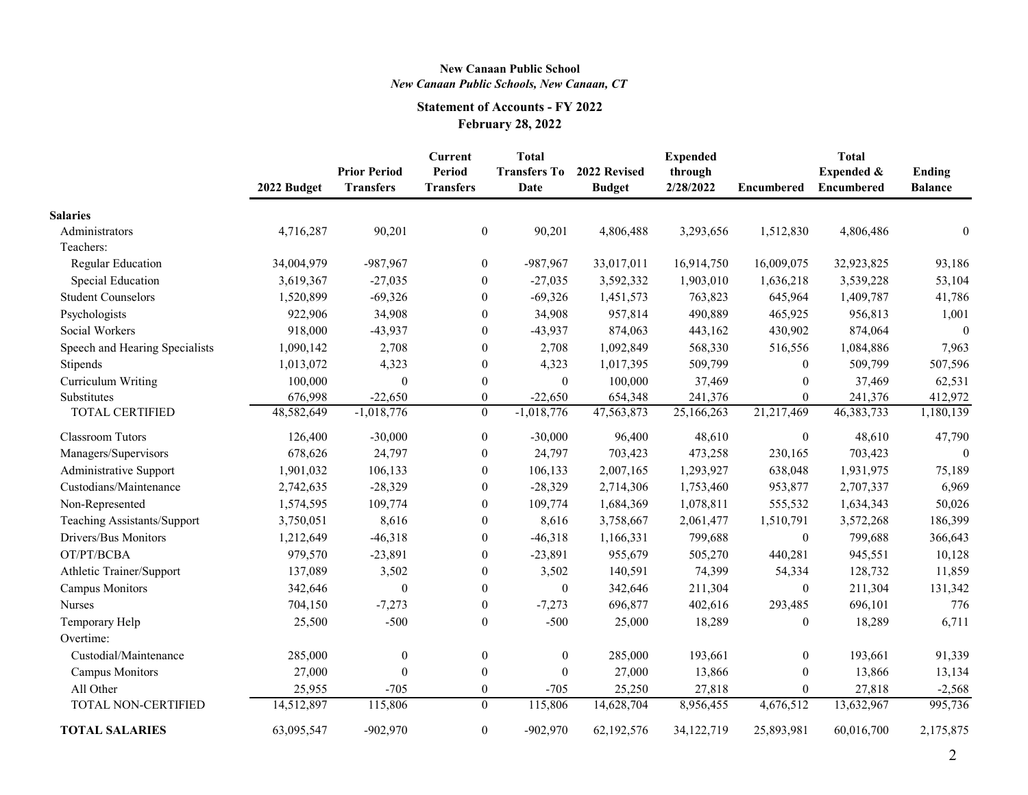**New Canaan Public School**
*New Canaan Public Schools, New Canaan, CT*

**Statement of Accounts - FY 2022**
**February 28, 2022**

| | 2022 Budget | Prior Period Transfers | Current Period Transfers | Total Transfers To Date | 2022 Revised Budget | Expended through 2/28/2022 | Encumbered | Total Expended & Encumbered | Ending Balance |
|---|---|---|---|---|---|---|---|---|---|
| **Salaries** | | | | | | | | | |
| Administrators | 4,716,287 | 90,201 | 0 | 90,201 | 4,806,488 | 3,293,656 | 1,512,830 | 4,806,486 | 0 |
| Teachers: | | | | | | | | | |
| Regular Education | 34,004,979 | -987,967 | 0 | -987,967 | 33,017,011 | 16,914,750 | 16,009,075 | 32,923,825 | 93,186 |
| Special Education | 3,619,367 | -27,035 | 0 | -27,035 | 3,592,332 | 1,903,010 | 1,636,218 | 3,539,228 | 53,104 |
| Student Counselors | 1,520,899 | -69,326 | 0 | -69,326 | 1,451,573 | 763,823 | 645,964 | 1,409,787 | 41,786 |
| Psychologists | 922,906 | 34,908 | 0 | 34,908 | 957,814 | 490,889 | 465,925 | 956,813 | 1,001 |
| Social Workers | 918,000 | -43,937 | 0 | -43,937 | 874,063 | 443,162 | 430,902 | 874,064 | 0 |
| Speech and Hearing Specialists | 1,090,142 | 2,708 | 0 | 2,708 | 1,092,849 | 568,330 | 516,556 | 1,084,886 | 7,963 |
| Stipends | 1,013,072 | 4,323 | 0 | 4,323 | 1,017,395 | 509,799 | 0 | 509,799 | 507,596 |
| Curriculum Writing | 100,000 | 0 | 0 | 0 | 100,000 | 37,469 | 0 | 37,469 | 62,531 |
| Substitutes | 676,998 | -22,650 | 0 | -22,650 | 654,348 | 241,376 | 0 | 241,376 | 412,972 |
| TOTAL CERTIFIED | 48,582,649 | -1,018,776 | 0 | -1,018,776 | 47,563,873 | 25,166,263 | 21,217,469 | 46,383,733 | 1,180,139 |
| Classroom Tutors | 126,400 | -30,000 | 0 | -30,000 | 96,400 | 48,610 | 0 | 48,610 | 47,790 |
| Managers/Supervisors | 678,626 | 24,797 | 0 | 24,797 | 703,423 | 473,258 | 230,165 | 703,423 | 0 |
| Administrative Support | 1,901,032 | 106,133 | 0 | 106,133 | 2,007,165 | 1,293,927 | 638,048 | 1,931,975 | 75,189 |
| Custodians/Maintenance | 2,742,635 | -28,329 | 0 | -28,329 | 2,714,306 | 1,753,460 | 953,877 | 2,707,337 | 6,969 |
| Non-Represented | 1,574,595 | 109,774 | 0 | 109,774 | 1,684,369 | 1,078,811 | 555,532 | 1,634,343 | 50,026 |
| Teaching Assistants/Support | 3,750,051 | 8,616 | 0 | 8,616 | 3,758,667 | 2,061,477 | 1,510,791 | 3,572,268 | 186,399 |
| Drivers/Bus Monitors | 1,212,649 | -46,318 | 0 | -46,318 | 1,166,331 | 799,688 | 0 | 799,688 | 366,643 |
| OT/PT/BCBA | 979,570 | -23,891 | 0 | -23,891 | 955,679 | 505,270 | 440,281 | 945,551 | 10,128 |
| Athletic Trainer/Support | 137,089 | 3,502 | 0 | 3,502 | 140,591 | 74,399 | 54,334 | 128,732 | 11,859 |
| Campus Monitors | 342,646 | 0 | 0 | 0 | 342,646 | 211,304 | 0 | 211,304 | 131,342 |
| Nurses | 704,150 | -7,273 | 0 | -7,273 | 696,877 | 402,616 | 293,485 | 696,101 | 776 |
| Temporary Help | 25,500 | -500 | 0 | -500 | 25,000 | 18,289 | 0 | 18,289 | 6,711 |
| Overtime: | | | | | | | | | |
| Custodial/Maintenance | 285,000 | 0 | 0 | 0 | 285,000 | 193,661 | 0 | 193,661 | 91,339 |
| Campus Monitors | 27,000 | 0 | 0 | 0 | 27,000 | 13,866 | 0 | 13,866 | 13,134 |
| All Other | 25,955 | -705 | 0 | -705 | 25,250 | 27,818 | 0 | 27,818 | -2,568 |
| TOTAL NON-CERTIFIED | 14,512,897 | 115,806 | 0 | 115,806 | 14,628,704 | 8,956,455 | 4,676,512 | 13,632,967 | 995,736 |
| **TOTAL SALARIES** | 63,095,547 | -902,970 | 0 | -902,970 | 62,192,576 | 34,122,719 | 25,893,981 | 60,016,700 | 2,175,875 |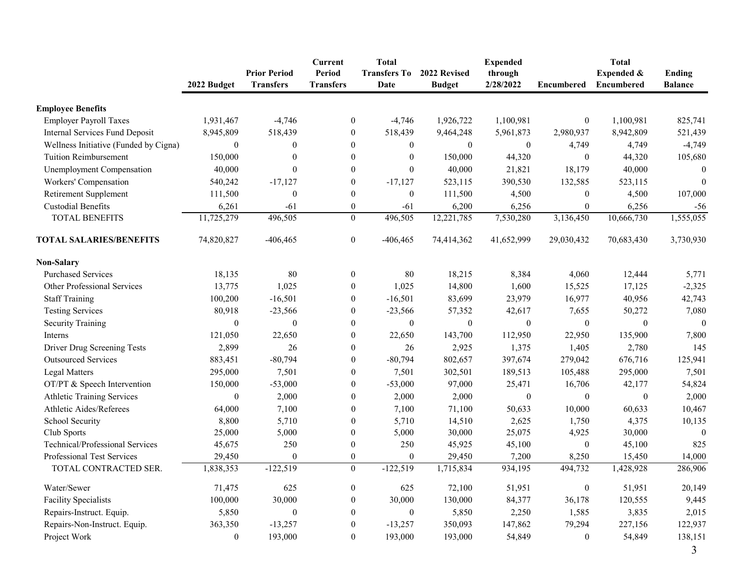| | 2022 Budget | Prior Period Transfers | Current Period Transfers | Total Transfers To Date | 2022 Revised Budget | Expended through 2/28/2022 | Encumbered | Total Expended & Encumbered | Ending Balance |
|---|---|---|---|---|---|---|---|---|---|
| **Employee Benefits** | | | | | | | | | |
| Employer Payroll Taxes | 1,931,467 | -4,746 | 0 | -4,746 | 1,926,722 | 1,100,981 | 0 | 1,100,981 | 825,741 |
| Internal Services Fund Deposit | 8,945,809 | 518,439 | 0 | 518,439 | 9,464,248 | 5,961,873 | 2,980,937 | 8,942,809 | 521,439 |
| Wellness Initiative (Funded by Cigna) | 0 | 0 | 0 | 0 | 0 | 0 | 4,749 | 4,749 | -4,749 |
| Tuition Reimbursement | 150,000 | 0 | 0 | 0 | 150,000 | 44,320 | 0 | 44,320 | 105,680 |
| Unemployment Compensation | 40,000 | 0 | 0 | 0 | 40,000 | 21,821 | 18,179 | 40,000 | 0 |
| Workers' Compensation | 540,242 | -17,127 | 0 | -17,127 | 523,115 | 390,530 | 132,585 | 523,115 | 0 |
| Retirement Supplement | 111,500 | 0 | 0 | 0 | 111,500 | 4,500 | 0 | 4,500 | 107,000 |
| Custodial Benefits | 6,261 | -61 | 0 | -61 | 6,200 | 6,256 | 0 | 6,256 | -56 |
| TOTAL BENEFITS | 11,725,279 | 496,505 | 0 | 496,505 | 12,221,785 | 7,530,280 | 3,136,450 | 10,666,730 | 1,555,055 |
| **TOTAL SALARIES/BENEFITS** | 74,820,827 | -406,465 | 0 | -406,465 | 74,414,362 | 41,652,999 | 29,030,432 | 70,683,430 | 3,730,930 |
| **Non-Salary** | | | | | | | | | |
| Purchased Services | 18,135 | 80 | 0 | 80 | 18,215 | 8,384 | 4,060 | 12,444 | 5,771 |
| Other Professional Services | 13,775 | 1,025 | 0 | 1,025 | 14,800 | 1,600 | 15,525 | 17,125 | -2,325 |
| Staff Training | 100,200 | -16,501 | 0 | -16,501 | 83,699 | 23,979 | 16,977 | 40,956 | 42,743 |
| Testing Services | 80,918 | -23,566 | 0 | -23,566 | 57,352 | 42,617 | 7,655 | 50,272 | 7,080 |
| Security Training | 0 | 0 | 0 | 0 | 0 | 0 | 0 | 0 | 0 |
| Interns | 121,050 | 22,650 | 0 | 22,650 | 143,700 | 112,950 | 22,950 | 135,900 | 7,800 |
| Driver Drug Screening Tests | 2,899 | 26 | 0 | 26 | 2,925 | 1,375 | 1,405 | 2,780 | 145 |
| Outsourced Services | 883,451 | -80,794 | 0 | -80,794 | 802,657 | 397,674 | 279,042 | 676,716 | 125,941 |
| Legal Matters | 295,000 | 7,501 | 0 | 7,501 | 302,501 | 189,513 | 105,488 | 295,000 | 7,501 |
| OT/PT & Speech Intervention | 150,000 | -53,000 | 0 | -53,000 | 97,000 | 25,471 | 16,706 | 42,177 | 54,824 |
| Athletic Training Services | 0 | 2,000 | 0 | 2,000 | 2,000 | 0 | 0 | 0 | 2,000 |
| Athletic Aides/Referees | 64,000 | 7,100 | 0 | 7,100 | 71,100 | 50,633 | 10,000 | 60,633 | 10,467 |
| School Security | 8,800 | 5,710 | 0 | 5,710 | 14,510 | 2,625 | 1,750 | 4,375 | 10,135 |
| Club Sports | 25,000 | 5,000 | 0 | 5,000 | 30,000 | 25,075 | 4,925 | 30,000 | 0 |
| Technical/Professional Services | 45,675 | 250 | 0 | 250 | 45,925 | 45,100 | 0 | 45,100 | 825 |
| Professional Test Services | 29,450 | 0 | 0 | 0 | 29,450 | 7,200 | 8,250 | 15,450 | 14,000 |
| TOTAL CONTRACTED SER. | 1,838,353 | -122,519 | 0 | -122,519 | 1,715,834 | 934,195 | 494,732 | 1,428,928 | 286,906 |
| Water/Sewer | 71,475 | 625 | 0 | 625 | 72,100 | 51,951 | 0 | 51,951 | 20,149 |
| Facility Specialists | 100,000 | 30,000 | 0 | 30,000 | 130,000 | 84,377 | 36,178 | 120,555 | 9,445 |
| Repairs-Instruct. Equip. | 5,850 | 0 | 0 | 0 | 5,850 | 2,250 | 1,585 | 3,835 | 2,015 |
| Repairs-Non-Instruct. Equip. | 363,350 | -13,257 | 0 | -13,257 | 350,093 | 147,862 | 79,294 | 227,156 | 122,937 |
| Project Work | 0 | 193,000 | 0 | 193,000 | 193,000 | 54,849 | 0 | 54,849 | 138,151 |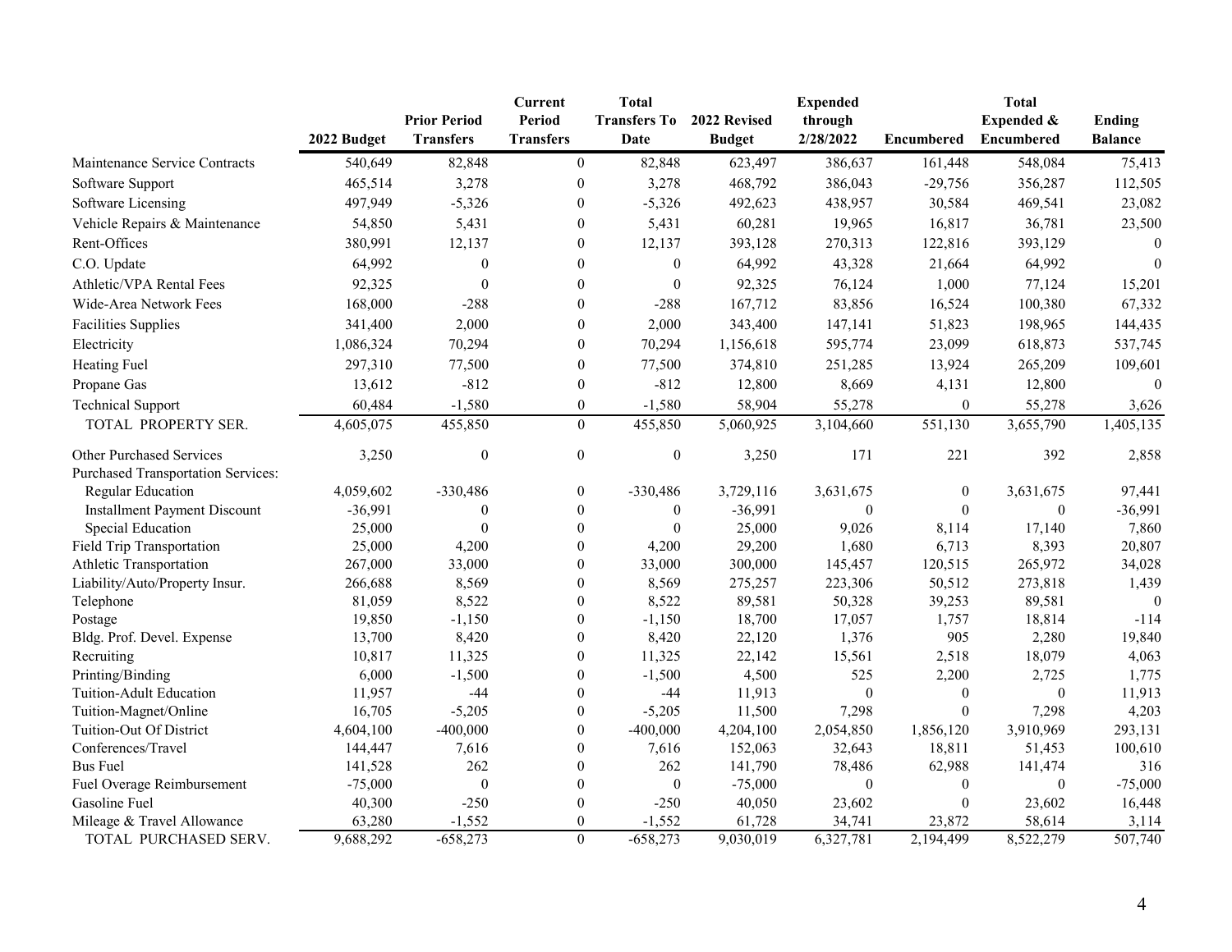| | 2022 Budget | Prior Period Transfers | Current Period Transfers | Total Transfers To Date | 2022 Revised Budget | Expended through 2/28/2022 | Encumbered | Total Expended & Encumbered | Ending Balance |
|---|---|---|---|---|---|---|---|---|---|
| Maintenance Service Contracts | 540,649 | 82,848 | 0 | 82,848 | 623,497 | 386,637 | 161,448 | 548,084 | 75,413 |
| Software Support | 465,514 | 3,278 | 0 | 3,278 | 468,792 | 386,043 | -29,756 | 356,287 | 112,505 |
| Software Licensing | 497,949 | -5,326 | 0 | -5,326 | 492,623 | 438,957 | 30,584 | 469,541 | 23,082 |
| Vehicle Repairs & Maintenance | 54,850 | 5,431 | 0 | 5,431 | 60,281 | 19,965 | 16,817 | 36,781 | 23,500 |
| Rent-Offices | 380,991 | 12,137 | 0 | 12,137 | 393,128 | 270,313 | 122,816 | 393,129 | 0 |
| C.O. Update | 64,992 | 0 | 0 | 0 | 64,992 | 43,328 | 21,664 | 64,992 | 0 |
| Athletic/VPA Rental Fees | 92,325 | 0 | 0 | 0 | 92,325 | 76,124 | 1,000 | 77,124 | 15,201 |
| Wide-Area Network Fees | 168,000 | -288 | 0 | -288 | 167,712 | 83,856 | 16,524 | 100,380 | 67,332 |
| Facilities Supplies | 341,400 | 2,000 | 0 | 2,000 | 343,400 | 147,141 | 51,823 | 198,965 | 144,435 |
| Electricity | 1,086,324 | 70,294 | 0 | 70,294 | 1,156,618 | 595,774 | 23,099 | 618,873 | 537,745 |
| Heating Fuel | 297,310 | 77,500 | 0 | 77,500 | 374,810 | 251,285 | 13,924 | 265,209 | 109,601 |
| Propane Gas | 13,612 | -812 | 0 | -812 | 12,800 | 8,669 | 4,131 | 12,800 | 0 |
| Technical Support | 60,484 | -1,580 | 0 | -1,580 | 58,904 | 55,278 | 0 | 55,278 | 3,626 |
| TOTAL PROPERTY SER. | 4,605,075 | 455,850 | 0 | 455,850 | 5,060,925 | 3,104,660 | 551,130 | 3,655,790 | 1,405,135 |
| Other Purchased Services | 3,250 | 0 | 0 | 0 | 3,250 | 171 | 221 | 392 | 2,858 |
| Purchased Transportation Services: | | | | | | | | | |
| Regular Education | 4,059,602 | -330,486 | 0 | -330,486 | 3,729,116 | 3,631,675 | 0 | 3,631,675 | 97,441 |
| Installment Payment Discount | -36,991 | 0 | 0 | 0 | -36,991 | 0 | 0 | 0 | -36,991 |
| Special Education | 25,000 | 0 | 0 | 0 | 25,000 | 9,026 | 8,114 | 17,140 | 7,860 |
| Field Trip Transportation | 25,000 | 4,200 | 0 | 4,200 | 29,200 | 1,680 | 6,713 | 8,393 | 20,807 |
| Athletic Transportation | 267,000 | 33,000 | 0 | 33,000 | 300,000 | 145,457 | 120,515 | 265,972 | 34,028 |
| Liability/Auto/Property Insur. | 266,688 | 8,569 | 0 | 8,569 | 275,257 | 223,306 | 50,512 | 273,818 | 1,439 |
| Telephone | 81,059 | 8,522 | 0 | 8,522 | 89,581 | 50,328 | 39,253 | 89,581 | 0 |
| Postage | 19,850 | -1,150 | 0 | -1,150 | 18,700 | 17,057 | 1,757 | 18,814 | -114 |
| Bldg. Prof. Devel. Expense | 13,700 | 8,420 | 0 | 8,420 | 22,120 | 1,376 | 905 | 2,280 | 19,840 |
| Recruiting | 10,817 | 11,325 | 0 | 11,325 | 22,142 | 15,561 | 2,518 | 18,079 | 4,063 |
| Printing/Binding | 6,000 | -1,500 | 0 | -1,500 | 4,500 | 525 | 2,200 | 2,725 | 1,775 |
| Tuition-Adult Education | 11,957 | -44 | 0 | -44 | 11,913 | 0 | 0 | 0 | 11,913 |
| Tuition-Magnet/Online | 16,705 | -5,205 | 0 | -5,205 | 11,500 | 7,298 | 0 | 7,298 | 4,203 |
| Tuition-Out Of District | 4,604,100 | -400,000 | 0 | -400,000 | 4,204,100 | 2,054,850 | 1,856,120 | 3,910,969 | 293,131 |
| Conferences/Travel | 144,447 | 7,616 | 0 | 7,616 | 152,063 | 32,643 | 18,811 | 51,453 | 100,610 |
| Bus Fuel | 141,528 | 262 | 0 | 262 | 141,790 | 78,486 | 62,988 | 141,474 | 316 |
| Fuel Overage Reimbursement | -75,000 | 0 | 0 | 0 | -75,000 | 0 | 0 | 0 | -75,000 |
| Gasoline Fuel | 40,300 | -250 | 0 | -250 | 40,050 | 23,602 | 0 | 23,602 | 16,448 |
| Mileage & Travel Allowance | 63,280 | -1,552 | 0 | -1,552 | 61,728 | 34,741 | 23,872 | 58,614 | 3,114 |
| TOTAL PURCHASED SERV. | 9,688,292 | -658,273 | 0 | -658,273 | 9,030,019 | 6,327,781 | 2,194,499 | 8,522,279 | 507,740 |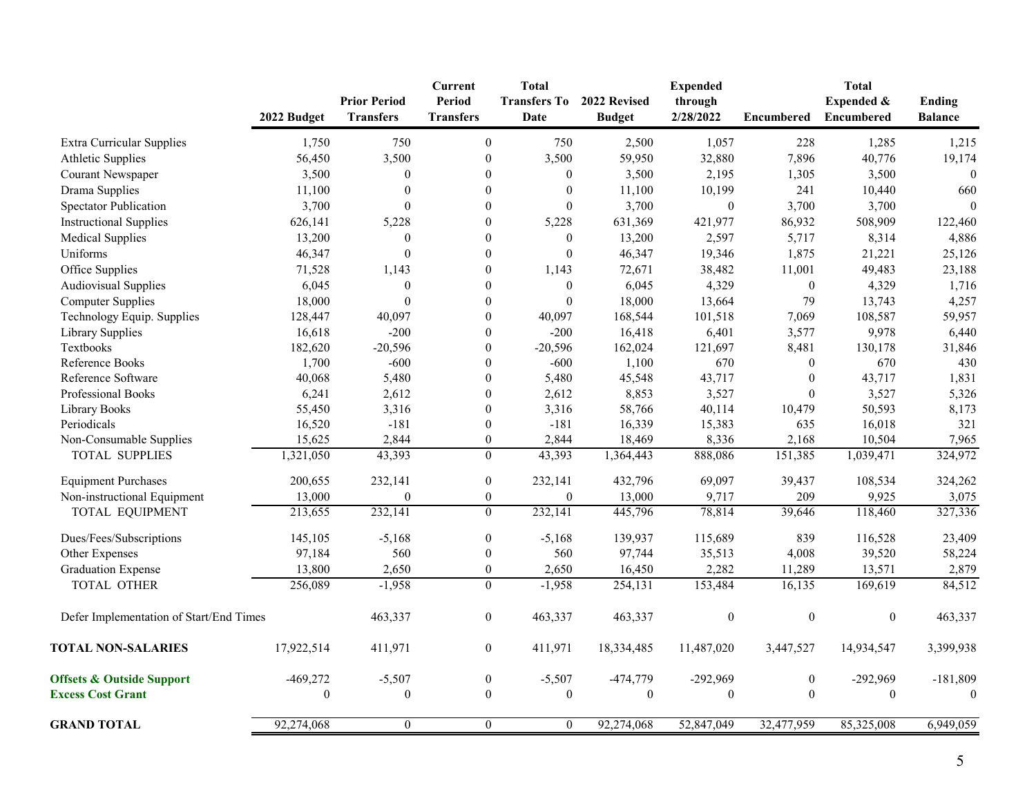| | 2022 Budget | Prior Period Transfers | Current Period Transfers | Total Transfers To Date | 2022 Revised Budget | Expended through 2/28/2022 | Encumbered | Total Expended & Encumbered | Ending Balance |
|---|---|---|---|---|---|---|---|---|---|
| Extra Curricular Supplies | 1,750 | 750 | 0 | 750 | 2,500 | 1,057 | 228 | 1,285 | 1,215 |
| Athletic Supplies | 56,450 | 3,500 | 0 | 3,500 | 59,950 | 32,880 | 7,896 | 40,776 | 19,174 |
| Courant Newspaper | 3,500 | 0 | 0 | 0 | 3,500 | 2,195 | 1,305 | 3,500 | 0 |
| Drama Supplies | 11,100 | 0 | 0 | 0 | 11,100 | 10,199 | 241 | 10,440 | 660 |
| Spectator Publication | 3,700 | 0 | 0 | 0 | 3,700 | 0 | 3,700 | 3,700 | 0 |
| Instructional Supplies | 626,141 | 5,228 | 0 | 5,228 | 631,369 | 421,977 | 86,932 | 508,909 | 122,460 |
| Medical Supplies | 13,200 | 0 | 0 | 0 | 13,200 | 2,597 | 5,717 | 8,314 | 4,886 |
| Uniforms | 46,347 | 0 | 0 | 0 | 46,347 | 19,346 | 1,875 | 21,221 | 25,126 |
| Office Supplies | 71,528 | 1,143 | 0 | 1,143 | 72,671 | 38,482 | 11,001 | 49,483 | 23,188 |
| Audiovisual Supplies | 6,045 | 0 | 0 | 0 | 6,045 | 4,329 | 0 | 4,329 | 1,716 |
| Computer Supplies | 18,000 | 0 | 0 | 0 | 18,000 | 13,664 | 79 | 13,743 | 4,257 |
| Technology Equip. Supplies | 128,447 | 40,097 | 0 | 40,097 | 168,544 | 101,518 | 7,069 | 108,587 | 59,957 |
| Library Supplies | 16,618 | -200 | 0 | -200 | 16,418 | 6,401 | 3,577 | 9,978 | 6,440 |
| Textbooks | 182,620 | -20,596 | 0 | -20,596 | 162,024 | 121,697 | 8,481 | 130,178 | 31,846 |
| Reference Books | 1,700 | -600 | 0 | -600 | 1,100 | 670 | 0 | 670 | 430 |
| Reference Software | 40,068 | 5,480 | 0 | 5,480 | 45,548 | 43,717 | 0 | 43,717 | 1,831 |
| Professional Books | 6,241 | 2,612 | 0 | 2,612 | 8,853 | 3,527 | 0 | 3,527 | 5,326 |
| Library Books | 55,450 | 3,316 | 0 | 3,316 | 58,766 | 40,114 | 10,479 | 50,593 | 8,173 |
| Periodicals | 16,520 | -181 | 0 | -181 | 16,339 | 15,383 | 635 | 16,018 | 321 |
| Non-Consumable Supplies | 15,625 | 2,844 | 0 | 2,844 | 18,469 | 8,336 | 2,168 | 10,504 | 7,965 |
| TOTAL SUPPLIES | 1,321,050 | 43,393 | 0 | 43,393 | 1,364,443 | 888,086 | 151,385 | 1,039,471 | 324,972 |
| Equipment Purchases | 200,655 | 232,141 | 0 | 232,141 | 432,796 | 69,097 | 39,437 | 108,534 | 324,262 |
| Non-instructional Equipment | 13,000 | 0 | 0 | 0 | 13,000 | 9,717 | 209 | 9,925 | 3,075 |
| TOTAL EQUIPMENT | 213,655 | 232,141 | 0 | 232,141 | 445,796 | 78,814 | 39,646 | 118,460 | 327,336 |
| Dues/Fees/Subscriptions | 145,105 | -5,168 | 0 | -5,168 | 139,937 | 115,689 | 839 | 116,528 | 23,409 |
| Other Expenses | 97,184 | 560 | 0 | 560 | 97,744 | 35,513 | 4,008 | 39,520 | 58,224 |
| Graduation Expense | 13,800 | 2,650 | 0 | 2,650 | 16,450 | 2,282 | 11,289 | 13,571 | 2,879 |
| TOTAL OTHER | 256,089 | -1,958 | 0 | -1,958 | 254,131 | 153,484 | 16,135 | 169,619 | 84,512 |
| Defer Implementation of Start/End Times | | 463,337 | 0 | 463,337 | 463,337 | 0 | 0 | 0 | 463,337 |
| **TOTAL NON-SALARIES** | 17,922,514 | 411,971 | 0 | 411,971 | 18,334,485 | 11,487,020 | 3,447,527 | 14,934,547 | 3,399,938 |
| **Offsets & Outside Support** | -469,272 | -5,507 | 0 | -5,507 | -474,779 | -292,969 | 0 | -292,969 | -181,809 |
| **Excess Cost Grant** | 0 | 0 | 0 | 0 | 0 | 0 | 0 | 0 | 0 |
| **GRAND TOTAL** | 92,274,068 | 0 | 0 | 0 | 92,274,068 | 52,847,049 | 32,477,959 | 85,325,008 | 6,949,059 |